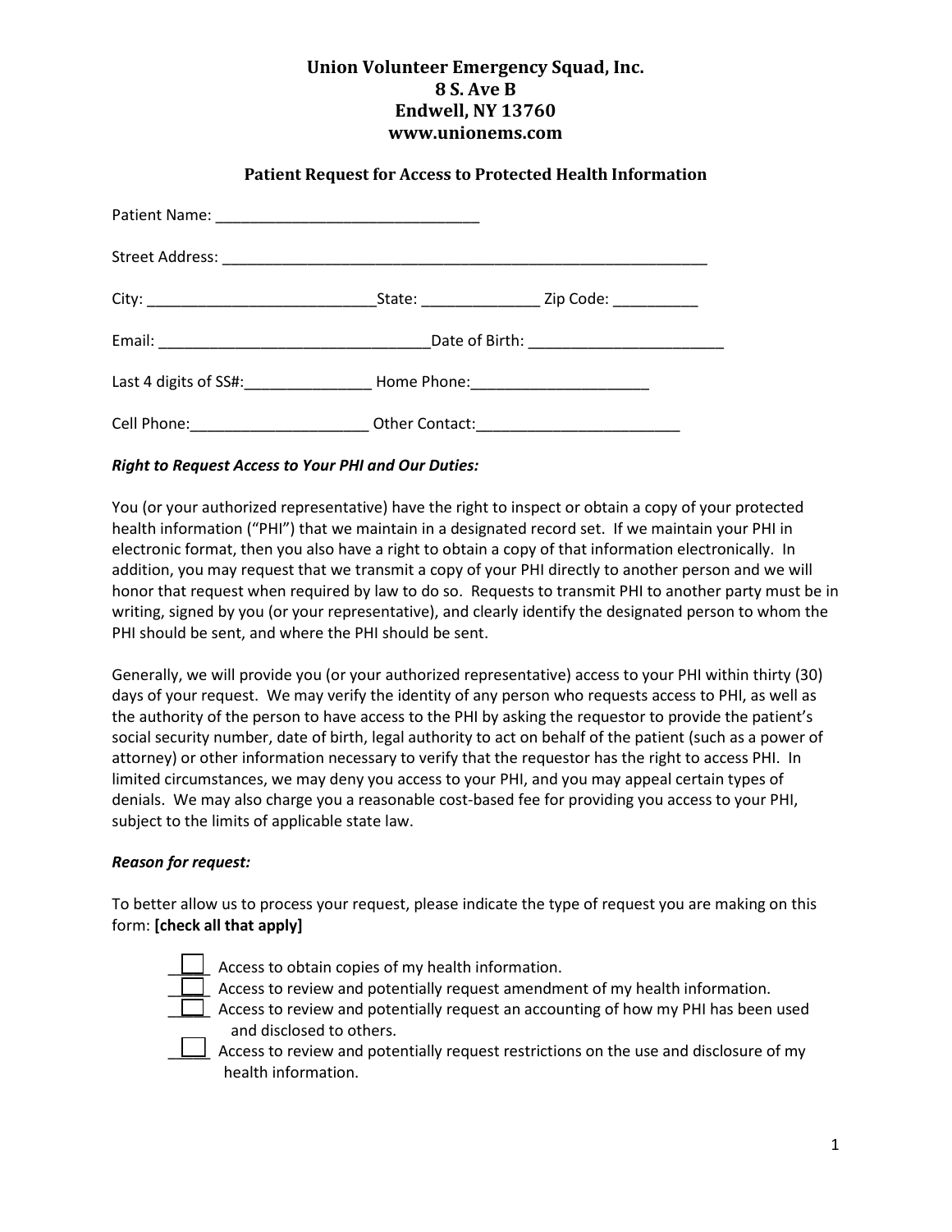**Union Volunteer Emergency Squad, Inc.**
**8 S. Ave B**
**Endwell, NY 13760**
**www.unionems.com**

## Patient Request for Access to Protected Health Information

Patient Name: _______________________________

Street Address: ________________________________________________________

City: __________________________ State: ______________ Zip Code: __________

Email: ________________________________ Date of Birth: _______________________

Last 4 digits of SS#: _______________ Home Phone: _____________________

Cell Phone: _____________________ Other Contact: ________________________

***Right to Request Access to Your PHI and Our Duties:***

You (or your authorized representative) have the right to inspect or obtain a copy of your protected health information ("PHI") that we maintain in a designated record set. If we maintain your PHI in electronic format, then you also have a right to obtain a copy of that information electronically. In addition, you may request that we transmit a copy of your PHI directly to another person and we will honor that request when required by law to do so. Requests to transmit PHI to another party must be in writing, signed by you (or your representative), and clearly identify the designated person to whom the PHI should be sent, and where the PHI should be sent.

Generally, we will provide you (or your authorized representative) access to your PHI within thirty (30) days of your request. We may verify the identity of any person who requests access to PHI, as well as the authority of the person to have access to the PHI by asking the requestor to provide the patient's social security number, date of birth, legal authority to act on behalf of the patient (such as a power of attorney) or other information necessary to verify that the requestor has the right to access PHI. In limited circumstances, we may deny you access to your PHI, and you may appeal certain types of denials. We may also charge you a reasonable cost-based fee for providing you access to your PHI, subject to the limits of applicable state law.

***Reason for request:***

To better allow us to process your request, please indicate the type of request you are making on this form: **[check all that apply]**

- ☐ Access to obtain copies of my health information.
- ☐ Access to review and potentially request amendment of my health information.
- ☐ Access to review and potentially request an accounting of how my PHI has been used and disclosed to others.
- ☐ Access to review and potentially request restrictions on the use and disclosure of my health information.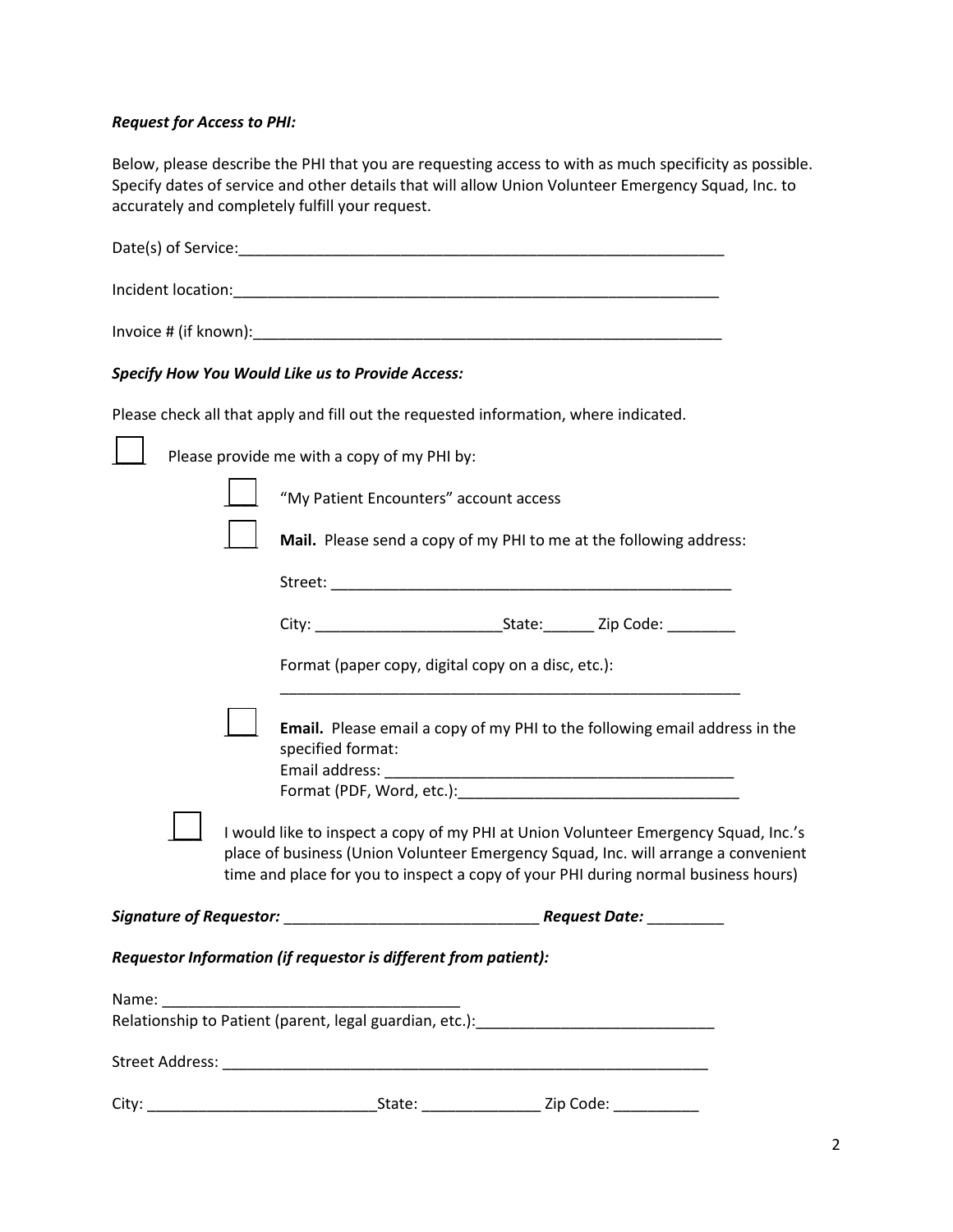***Request for Access to PHI:***

Below, please describe the PHI that you are requesting access to with as much specificity as possible. Specify dates of service and other details that will allow Union Volunteer Emergency Squad, Inc. to accurately and completely fulfill your request.

Date(s) of Service:____________________________________________________________

Incident location:_____________________________________________________________

Invoice # (if known):__________________________________________________________

***Specify How You Would Like us to Provide Access:***

Please check all that apply and fill out the requested information, where indicated.

☐ Please provide me with a copy of my PHI by:

- ☐ "My Patient Encounters" account access
- ☐ **Mail.** Please send a copy of my PHI to me at the following address:

  Street: _________________________________________________

  City: ______________________State:______ Zip Code: ________

  Format (paper copy, digital copy on a disc, etc.):

  _________________________________________________________

- ☐ **Email.** Please email a copy of my PHI to the following email address in the specified format:
  Email address: __________________________________________
  Format (PDF, Word, etc.):_________________________________

☐ I would like to inspect a copy of my PHI at Union Volunteer Emergency Squad, Inc.'s place of business (Union Volunteer Emergency Squad, Inc. will arrange a convenient time and place for you to inspect a copy of your PHI during normal business hours)

***Signature of Requestor:*** ______________________________ ***Request Date:*** _________

***Requestor Information (if requestor is different from patient):***

Name: ___________________________________
Relationship to Patient (parent, legal guardian, etc.):____________________________

Street Address: __________________________________________________________

City: ___________________________State: ______________ Zip Code: __________